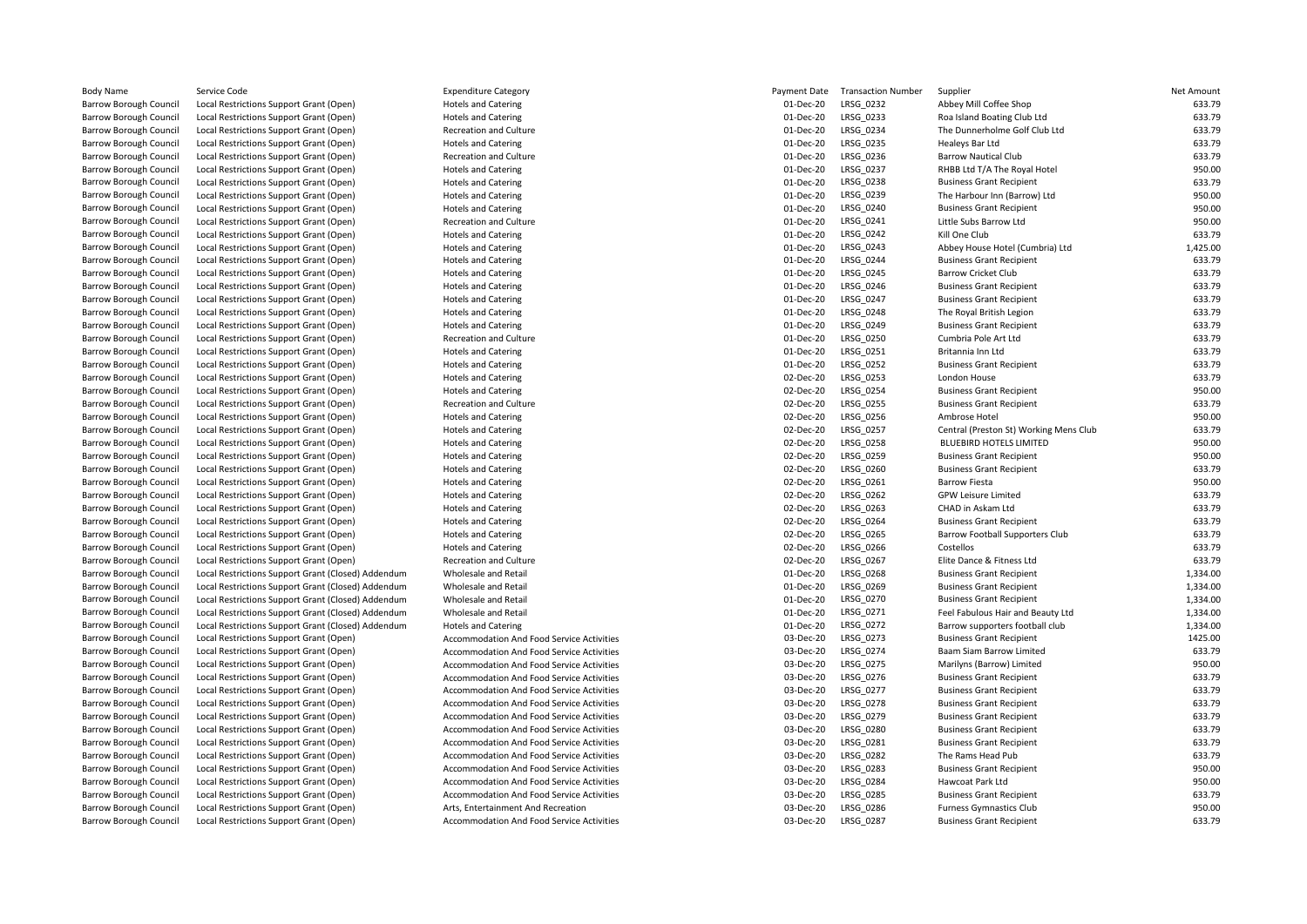| Body Name | Service Code | Expenditure Category | Payment Date | Transaction Number | Supplier | Net Amount |
|---|---|---|---|---|---|---|
| Barrow Borough Council | Local Restrictions Support Grant (Open) | Hotels and Catering | 01-Dec-20 | LRSG_0232 | Abbey Mill Coffee Shop | 633.79 |
| Barrow Borough Council | Local Restrictions Support Grant (Open) | Hotels and Catering | 01-Dec-20 | LRSG_0233 | Roa Island Boating Club Ltd | 633.79 |
| Barrow Borough Council | Local Restrictions Support Grant (Open) | Recreation and Culture | 01-Dec-20 | LRSG_0234 | The Dunnerholme Golf Club Ltd | 633.79 |
| Barrow Borough Council | Local Restrictions Support Grant (Open) | Hotels and Catering | 01-Dec-20 | LRSG_0235 | Healeys Bar Ltd | 633.79 |
| Barrow Borough Council | Local Restrictions Support Grant (Open) | Recreation and Culture | 01-Dec-20 | LRSG_0236 | Barrow Nautical Club | 633.79 |
| Barrow Borough Council | Local Restrictions Support Grant (Open) | Hotels and Catering | 01-Dec-20 | LRSG_0237 | RHBB Ltd T/A The Royal Hotel | 950.00 |
| Barrow Borough Council | Local Restrictions Support Grant (Open) | Hotels and Catering | 01-Dec-20 | LRSG_0238 | Business Grant Recipient | 633.79 |
| Barrow Borough Council | Local Restrictions Support Grant (Open) | Hotels and Catering | 01-Dec-20 | LRSG_0239 | The Harbour Inn (Barrow) Ltd | 950.00 |
| Barrow Borough Council | Local Restrictions Support Grant (Open) | Hotels and Catering | 01-Dec-20 | LRSG_0240 | Business Grant Recipient | 950.00 |
| Barrow Borough Council | Local Restrictions Support Grant (Open) | Recreation and Culture | 01-Dec-20 | LRSG_0241 | Little Subs Barrow Ltd | 950.00 |
| Barrow Borough Council | Local Restrictions Support Grant (Open) | Hotels and Catering | 01-Dec-20 | LRSG_0242 | Kill One Club | 633.79 |
| Barrow Borough Council | Local Restrictions Support Grant (Open) | Hotels and Catering | 01-Dec-20 | LRSG_0243 | Abbey House Hotel (Cumbria) Ltd | 1,425.00 |
| Barrow Borough Council | Local Restrictions Support Grant (Open) | Hotels and Catering | 01-Dec-20 | LRSG_0244 | Business Grant Recipient | 633.79 |
| Barrow Borough Council | Local Restrictions Support Grant (Open) | Hotels and Catering | 01-Dec-20 | LRSG_0245 | Barrow Cricket Club | 633.79 |
| Barrow Borough Council | Local Restrictions Support Grant (Open) | Hotels and Catering | 01-Dec-20 | LRSG_0246 | Business Grant Recipient | 633.79 |
| Barrow Borough Council | Local Restrictions Support Grant (Open) | Hotels and Catering | 01-Dec-20 | LRSG_0247 | Business Grant Recipient | 633.79 |
| Barrow Borough Council | Local Restrictions Support Grant (Open) | Hotels and Catering | 01-Dec-20 | LRSG_0248 | The Royal British Legion | 633.79 |
| Barrow Borough Council | Local Restrictions Support Grant (Open) | Hotels and Catering | 01-Dec-20 | LRSG_0249 | Business Grant Recipient | 633.79 |
| Barrow Borough Council | Local Restrictions Support Grant (Open) | Recreation and Culture | 01-Dec-20 | LRSG_0250 | Cumbria Pole Art Ltd | 633.79 |
| Barrow Borough Council | Local Restrictions Support Grant (Open) | Hotels and Catering | 01-Dec-20 | LRSG_0251 | Britannia Inn Ltd | 633.79 |
| Barrow Borough Council | Local Restrictions Support Grant (Open) | Hotels and Catering | 01-Dec-20 | LRSG_0252 | Business Grant Recipient | 633.79 |
| Barrow Borough Council | Local Restrictions Support Grant (Open) | Hotels and Catering | 02-Dec-20 | LRSG_0253 | London House | 633.79 |
| Barrow Borough Council | Local Restrictions Support Grant (Open) | Hotels and Catering | 02-Dec-20 | LRSG_0254 | Business Grant Recipient | 950.00 |
| Barrow Borough Council | Local Restrictions Support Grant (Open) | Recreation and Culture | 02-Dec-20 | LRSG_0255 | Business Grant Recipient | 633.79 |
| Barrow Borough Council | Local Restrictions Support Grant (Open) | Hotels and Catering | 02-Dec-20 | LRSG_0256 | Ambrose Hotel | 950.00 |
| Barrow Borough Council | Local Restrictions Support Grant (Open) | Hotels and Catering | 02-Dec-20 | LRSG_0257 | Central (Preston St) Working Mens Club | 633.79 |
| Barrow Borough Council | Local Restrictions Support Grant (Open) | Hotels and Catering | 02-Dec-20 | LRSG_0258 | BLUEBIRD HOTELS LIMITED | 950.00 |
| Barrow Borough Council | Local Restrictions Support Grant (Open) | Hotels and Catering | 02-Dec-20 | LRSG_0259 | Business Grant Recipient | 950.00 |
| Barrow Borough Council | Local Restrictions Support Grant (Open) | Hotels and Catering | 02-Dec-20 | LRSG_0260 | Business Grant Recipient | 633.79 |
| Barrow Borough Council | Local Restrictions Support Grant (Open) | Hotels and Catering | 02-Dec-20 | LRSG_0261 | Barrow Fiesta | 950.00 |
| Barrow Borough Council | Local Restrictions Support Grant (Open) | Hotels and Catering | 02-Dec-20 | LRSG_0262 | GPW Leisure Limited | 633.79 |
| Barrow Borough Council | Local Restrictions Support Grant (Open) | Hotels and Catering | 02-Dec-20 | LRSG_0263 | CHAD in Askam Ltd | 633.79 |
| Barrow Borough Council | Local Restrictions Support Grant (Open) | Hotels and Catering | 02-Dec-20 | LRSG_0264 | Business Grant Recipient | 633.79 |
| Barrow Borough Council | Local Restrictions Support Grant (Open) | Hotels and Catering | 02-Dec-20 | LRSG_0265 | Barrow Football Supporters Club | 633.79 |
| Barrow Borough Council | Local Restrictions Support Grant (Open) | Hotels and Catering | 02-Dec-20 | LRSG_0266 | Costellos | 633.79 |
| Barrow Borough Council | Local Restrictions Support Grant (Open) | Recreation and Culture | 02-Dec-20 | LRSG_0267 | Elite Dance & Fitness Ltd | 633.79 |
| Barrow Borough Council | Local Restrictions Support Grant (Closed) Addendum | Wholesale and Retail | 01-Dec-20 | LRSG_0268 | Business Grant Recipient | 1,334.00 |
| Barrow Borough Council | Local Restrictions Support Grant (Closed) Addendum | Wholesale and Retail | 01-Dec-20 | LRSG_0269 | Business Grant Recipient | 1,334.00 |
| Barrow Borough Council | Local Restrictions Support Grant (Closed) Addendum | Wholesale and Retail | 01-Dec-20 | LRSG_0270 | Business Grant Recipient | 1,334.00 |
| Barrow Borough Council | Local Restrictions Support Grant (Closed) Addendum | Wholesale and Retail | 01-Dec-20 | LRSG_0271 | Feel Fabulous Hair and Beauty Ltd | 1,334.00 |
| Barrow Borough Council | Local Restrictions Support Grant (Closed) Addendum | Hotels and Catering | 01-Dec-20 | LRSG_0272 | Barrow supporters football club | 1,334.00 |
| Barrow Borough Council | Local Restrictions Support Grant (Open) | Accommodation And Food Service Activities | 03-Dec-20 | LRSG_0273 | Business Grant Recipient | 1425.00 |
| Barrow Borough Council | Local Restrictions Support Grant (Open) | Accommodation And Food Service Activities | 03-Dec-20 | LRSG_0274 | Baam Siam Barrow Limited | 633.79 |
| Barrow Borough Council | Local Restrictions Support Grant (Open) | Accommodation And Food Service Activities | 03-Dec-20 | LRSG_0275 | Marilyns (Barrow) Limited | 950.00 |
| Barrow Borough Council | Local Restrictions Support Grant (Open) | Accommodation And Food Service Activities | 03-Dec-20 | LRSG_0276 | Business Grant Recipient | 633.79 |
| Barrow Borough Council | Local Restrictions Support Grant (Open) | Accommodation And Food Service Activities | 03-Dec-20 | LRSG_0277 | Business Grant Recipient | 633.79 |
| Barrow Borough Council | Local Restrictions Support Grant (Open) | Accommodation And Food Service Activities | 03-Dec-20 | LRSG_0278 | Business Grant Recipient | 633.79 |
| Barrow Borough Council | Local Restrictions Support Grant (Open) | Accommodation And Food Service Activities | 03-Dec-20 | LRSG_0279 | Business Grant Recipient | 633.79 |
| Barrow Borough Council | Local Restrictions Support Grant (Open) | Accommodation And Food Service Activities | 03-Dec-20 | LRSG_0280 | Business Grant Recipient | 633.79 |
| Barrow Borough Council | Local Restrictions Support Grant (Open) | Accommodation And Food Service Activities | 03-Dec-20 | LRSG_0281 | Business Grant Recipient | 633.79 |
| Barrow Borough Council | Local Restrictions Support Grant (Open) | Accommodation And Food Service Activities | 03-Dec-20 | LRSG_0282 | The Rams Head Pub | 633.79 |
| Barrow Borough Council | Local Restrictions Support Grant (Open) | Accommodation And Food Service Activities | 03-Dec-20 | LRSG_0283 | Business Grant Recipient | 950.00 |
| Barrow Borough Council | Local Restrictions Support Grant (Open) | Accommodation And Food Service Activities | 03-Dec-20 | LRSG_0284 | Hawcoat Park Ltd | 950.00 |
| Barrow Borough Council | Local Restrictions Support Grant (Open) | Accommodation And Food Service Activities | 03-Dec-20 | LRSG_0285 | Business Grant Recipient | 633.79 |
| Barrow Borough Council | Local Restrictions Support Grant (Open) | Arts, Entertainment And Recreation | 03-Dec-20 | LRSG_0286 | Furness Gymnastics Club | 950.00 |
| Barrow Borough Council | Local Restrictions Support Grant (Open) | Accommodation And Food Service Activities | 03-Dec-20 | LRSG_0287 | Business Grant Recipient | 633.79 |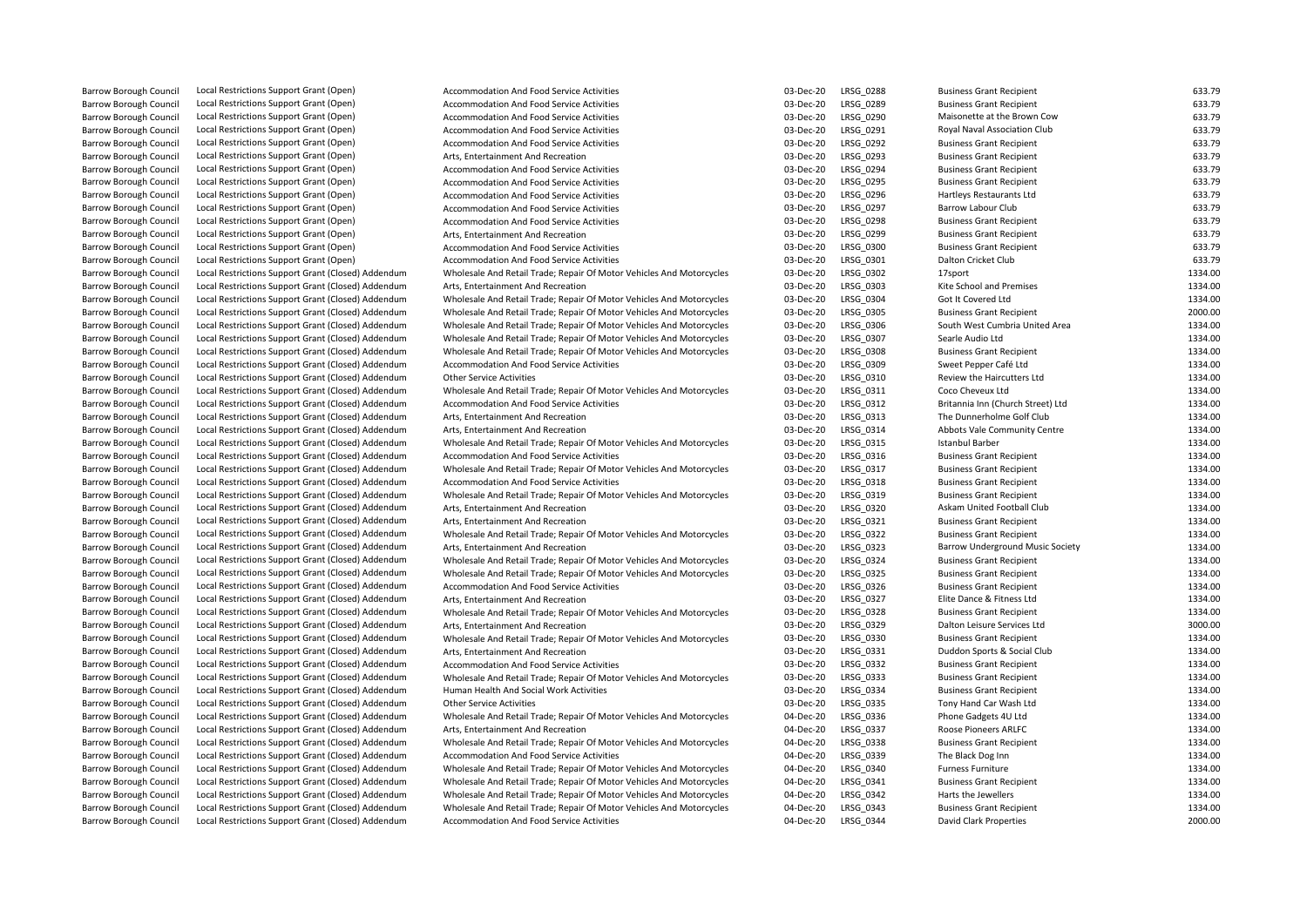| | | | | | | |
|---|---|---|---|---|---|---|
| Barrow Borough Council | Local Restrictions Support Grant (Open) | Accommodation And Food Service Activities | 03-Dec-20 | LRSG_0288 | Business Grant Recipient | 633.79 |
| Barrow Borough Council | Local Restrictions Support Grant (Open) | Accommodation And Food Service Activities | 03-Dec-20 | LRSG_0289 | Business Grant Recipient | 633.79 |
| Barrow Borough Council | Local Restrictions Support Grant (Open) | Accommodation And Food Service Activities | 03-Dec-20 | LRSG_0290 | Maisonette at the Brown Cow | 633.79 |
| Barrow Borough Council | Local Restrictions Support Grant (Open) | Accommodation And Food Service Activities | 03-Dec-20 | LRSG_0291 | Royal Naval Association Club | 633.79 |
| Barrow Borough Council | Local Restrictions Support Grant (Open) | Accommodation And Food Service Activities | 03-Dec-20 | LRSG_0292 | Business Grant Recipient | 633.79 |
| Barrow Borough Council | Local Restrictions Support Grant (Open) | Arts, Entertainment And Recreation | 03-Dec-20 | LRSG_0293 | Business Grant Recipient | 633.79 |
| Barrow Borough Council | Local Restrictions Support Grant (Open) | Accommodation And Food Service Activities | 03-Dec-20 | LRSG_0294 | Business Grant Recipient | 633.79 |
| Barrow Borough Council | Local Restrictions Support Grant (Open) | Accommodation And Food Service Activities | 03-Dec-20 | LRSG_0295 | Business Grant Recipient | 633.79 |
| Barrow Borough Council | Local Restrictions Support Grant (Open) | Accommodation And Food Service Activities | 03-Dec-20 | LRSG_0296 | Hartleys Restaurants Ltd | 633.79 |
| Barrow Borough Council | Local Restrictions Support Grant (Open) | Accommodation And Food Service Activities | 03-Dec-20 | LRSG_0297 | Barrow Labour Club | 633.79 |
| Barrow Borough Council | Local Restrictions Support Grant (Open) | Accommodation And Food Service Activities | 03-Dec-20 | LRSG_0298 | Business Grant Recipient | 633.79 |
| Barrow Borough Council | Local Restrictions Support Grant (Open) | Arts, Entertainment And Recreation | 03-Dec-20 | LRSG_0299 | Business Grant Recipient | 633.79 |
| Barrow Borough Council | Local Restrictions Support Grant (Open) | Accommodation And Food Service Activities | 03-Dec-20 | LRSG_0300 | Business Grant Recipient | 633.79 |
| Barrow Borough Council | Local Restrictions Support Grant (Open) | Accommodation And Food Service Activities | 03-Dec-20 | LRSG_0301 | Dalton Cricket Club | 633.79 |
| Barrow Borough Council | Local Restrictions Support Grant (Closed) Addendum | Wholesale And Retail Trade; Repair Of Motor Vehicles And Motorcycles | 03-Dec-20 | LRSG_0302 | 17sport | 1334.00 |
| Barrow Borough Council | Local Restrictions Support Grant (Closed) Addendum | Arts, Entertainment And Recreation | 03-Dec-20 | LRSG_0303 | Kite School and Premises | 1334.00 |
| Barrow Borough Council | Local Restrictions Support Grant (Closed) Addendum | Wholesale And Retail Trade; Repair Of Motor Vehicles And Motorcycles | 03-Dec-20 | LRSG_0304 | Got It Covered Ltd | 1334.00 |
| Barrow Borough Council | Local Restrictions Support Grant (Closed) Addendum | Wholesale And Retail Trade; Repair Of Motor Vehicles And Motorcycles | 03-Dec-20 | LRSG_0305 | Business Grant Recipient | 2000.00 |
| Barrow Borough Council | Local Restrictions Support Grant (Closed) Addendum | Wholesale And Retail Trade; Repair Of Motor Vehicles And Motorcycles | 03-Dec-20 | LRSG_0306 | South West Cumbria United Area | 1334.00 |
| Barrow Borough Council | Local Restrictions Support Grant (Closed) Addendum | Wholesale And Retail Trade; Repair Of Motor Vehicles And Motorcycles | 03-Dec-20 | LRSG_0307 | Searle Audio Ltd | 1334.00 |
| Barrow Borough Council | Local Restrictions Support Grant (Closed) Addendum | Wholesale And Retail Trade; Repair Of Motor Vehicles And Motorcycles | 03-Dec-20 | LRSG_0308 | Business Grant Recipient | 1334.00 |
| Barrow Borough Council | Local Restrictions Support Grant (Closed) Addendum | Accommodation And Food Service Activities | 03-Dec-20 | LRSG_0309 | Sweet Pepper Café Ltd | 1334.00 |
| Barrow Borough Council | Local Restrictions Support Grant (Closed) Addendum | Other Service Activities | 03-Dec-20 | LRSG_0310 | Review the Haircutters Ltd | 1334.00 |
| Barrow Borough Council | Local Restrictions Support Grant (Closed) Addendum | Wholesale And Retail Trade; Repair Of Motor Vehicles And Motorcycles | 03-Dec-20 | LRSG_0311 | Coco Cheveux Ltd | 1334.00 |
| Barrow Borough Council | Local Restrictions Support Grant (Closed) Addendum | Accommodation And Food Service Activities | 03-Dec-20 | LRSG_0312 | Britannia Inn (Church Street) Ltd | 1334.00 |
| Barrow Borough Council | Local Restrictions Support Grant (Closed) Addendum | Arts, Entertainment And Recreation | 03-Dec-20 | LRSG_0313 | The Dunnerholme Golf Club | 1334.00 |
| Barrow Borough Council | Local Restrictions Support Grant (Closed) Addendum | Arts, Entertainment And Recreation | 03-Dec-20 | LRSG_0314 | Abbots Vale Community Centre | 1334.00 |
| Barrow Borough Council | Local Restrictions Support Grant (Closed) Addendum | Wholesale And Retail Trade; Repair Of Motor Vehicles And Motorcycles | 03-Dec-20 | LRSG_0315 | Istanbul Barber | 1334.00 |
| Barrow Borough Council | Local Restrictions Support Grant (Closed) Addendum | Accommodation And Food Service Activities | 03-Dec-20 | LRSG_0316 | Business Grant Recipient | 1334.00 |
| Barrow Borough Council | Local Restrictions Support Grant (Closed) Addendum | Wholesale And Retail Trade; Repair Of Motor Vehicles And Motorcycles | 03-Dec-20 | LRSG_0317 | Business Grant Recipient | 1334.00 |
| Barrow Borough Council | Local Restrictions Support Grant (Closed) Addendum | Accommodation And Food Service Activities | 03-Dec-20 | LRSG_0318 | Business Grant Recipient | 1334.00 |
| Barrow Borough Council | Local Restrictions Support Grant (Closed) Addendum | Wholesale And Retail Trade; Repair Of Motor Vehicles And Motorcycles | 03-Dec-20 | LRSG_0319 | Business Grant Recipient | 1334.00 |
| Barrow Borough Council | Local Restrictions Support Grant (Closed) Addendum | Arts, Entertainment And Recreation | 03-Dec-20 | LRSG_0320 | Askam United Football Club | 1334.00 |
| Barrow Borough Council | Local Restrictions Support Grant (Closed) Addendum | Arts, Entertainment And Recreation | 03-Dec-20 | LRSG_0321 | Business Grant Recipient | 1334.00 |
| Barrow Borough Council | Local Restrictions Support Grant (Closed) Addendum | Wholesale And Retail Trade; Repair Of Motor Vehicles And Motorcycles | 03-Dec-20 | LRSG_0322 | Business Grant Recipient | 1334.00 |
| Barrow Borough Council | Local Restrictions Support Grant (Closed) Addendum | Arts, Entertainment And Recreation | 03-Dec-20 | LRSG_0323 | Barrow Underground Music Society | 1334.00 |
| Barrow Borough Council | Local Restrictions Support Grant (Closed) Addendum | Wholesale And Retail Trade; Repair Of Motor Vehicles And Motorcycles | 03-Dec-20 | LRSG_0324 | Business Grant Recipient | 1334.00 |
| Barrow Borough Council | Local Restrictions Support Grant (Closed) Addendum | Wholesale And Retail Trade; Repair Of Motor Vehicles And Motorcycles | 03-Dec-20 | LRSG_0325 | Business Grant Recipient | 1334.00 |
| Barrow Borough Council | Local Restrictions Support Grant (Closed) Addendum | Accommodation And Food Service Activities | 03-Dec-20 | LRSG_0326 | Business Grant Recipient | 1334.00 |
| Barrow Borough Council | Local Restrictions Support Grant (Closed) Addendum | Arts, Entertainment And Recreation | 03-Dec-20 | LRSG_0327 | Elite Dance & Fitness Ltd | 1334.00 |
| Barrow Borough Council | Local Restrictions Support Grant (Closed) Addendum | Wholesale And Retail Trade; Repair Of Motor Vehicles And Motorcycles | 03-Dec-20 | LRSG_0328 | Business Grant Recipient | 1334.00 |
| Barrow Borough Council | Local Restrictions Support Grant (Closed) Addendum | Arts, Entertainment And Recreation | 03-Dec-20 | LRSG_0329 | Dalton Leisure Services Ltd | 3000.00 |
| Barrow Borough Council | Local Restrictions Support Grant (Closed) Addendum | Wholesale And Retail Trade; Repair Of Motor Vehicles And Motorcycles | 03-Dec-20 | LRSG_0330 | Business Grant Recipient | 1334.00 |
| Barrow Borough Council | Local Restrictions Support Grant (Closed) Addendum | Arts, Entertainment And Recreation | 03-Dec-20 | LRSG_0331 | Duddon Sports & Social Club | 1334.00 |
| Barrow Borough Council | Local Restrictions Support Grant (Closed) Addendum | Accommodation And Food Service Activities | 03-Dec-20 | LRSG_0332 | Business Grant Recipient | 1334.00 |
| Barrow Borough Council | Local Restrictions Support Grant (Closed) Addendum | Wholesale And Retail Trade; Repair Of Motor Vehicles And Motorcycles | 03-Dec-20 | LRSG_0333 | Business Grant Recipient | 1334.00 |
| Barrow Borough Council | Local Restrictions Support Grant (Closed) Addendum | Human Health And Social Work Activities | 03-Dec-20 | LRSG_0334 | Business Grant Recipient | 1334.00 |
| Barrow Borough Council | Local Restrictions Support Grant (Closed) Addendum | Other Service Activities | 03-Dec-20 | LRSG_0335 | Tony Hand Car Wash Ltd | 1334.00 |
| Barrow Borough Council | Local Restrictions Support Grant (Closed) Addendum | Wholesale And Retail Trade; Repair Of Motor Vehicles And Motorcycles | 04-Dec-20 | LRSG_0336 | Phone Gadgets 4U Ltd | 1334.00 |
| Barrow Borough Council | Local Restrictions Support Grant (Closed) Addendum | Arts, Entertainment And Recreation | 04-Dec-20 | LRSG_0337 | Roose Pioneers ARLFC | 1334.00 |
| Barrow Borough Council | Local Restrictions Support Grant (Closed) Addendum | Wholesale And Retail Trade; Repair Of Motor Vehicles And Motorcycles | 04-Dec-20 | LRSG_0338 | Business Grant Recipient | 1334.00 |
| Barrow Borough Council | Local Restrictions Support Grant (Closed) Addendum | Accommodation And Food Service Activities | 04-Dec-20 | LRSG_0339 | The Black Dog Inn | 1334.00 |
| Barrow Borough Council | Local Restrictions Support Grant (Closed) Addendum | Wholesale And Retail Trade; Repair Of Motor Vehicles And Motorcycles | 04-Dec-20 | LRSG_0340 | Furness Furniture | 1334.00 |
| Barrow Borough Council | Local Restrictions Support Grant (Closed) Addendum | Wholesale And Retail Trade; Repair Of Motor Vehicles And Motorcycles | 04-Dec-20 | LRSG_0341 | Business Grant Recipient | 1334.00 |
| Barrow Borough Council | Local Restrictions Support Grant (Closed) Addendum | Wholesale And Retail Trade; Repair Of Motor Vehicles And Motorcycles | 04-Dec-20 | LRSG_0342 | Harts the Jewellers | 1334.00 |
| Barrow Borough Council | Local Restrictions Support Grant (Closed) Addendum | Wholesale And Retail Trade; Repair Of Motor Vehicles And Motorcycles | 04-Dec-20 | LRSG_0343 | Business Grant Recipient | 1334.00 |
| Barrow Borough Council | Local Restrictions Support Grant (Closed) Addendum | Accommodation And Food Service Activities | 04-Dec-20 | LRSG_0344 | David Clark Properties | 2000.00 |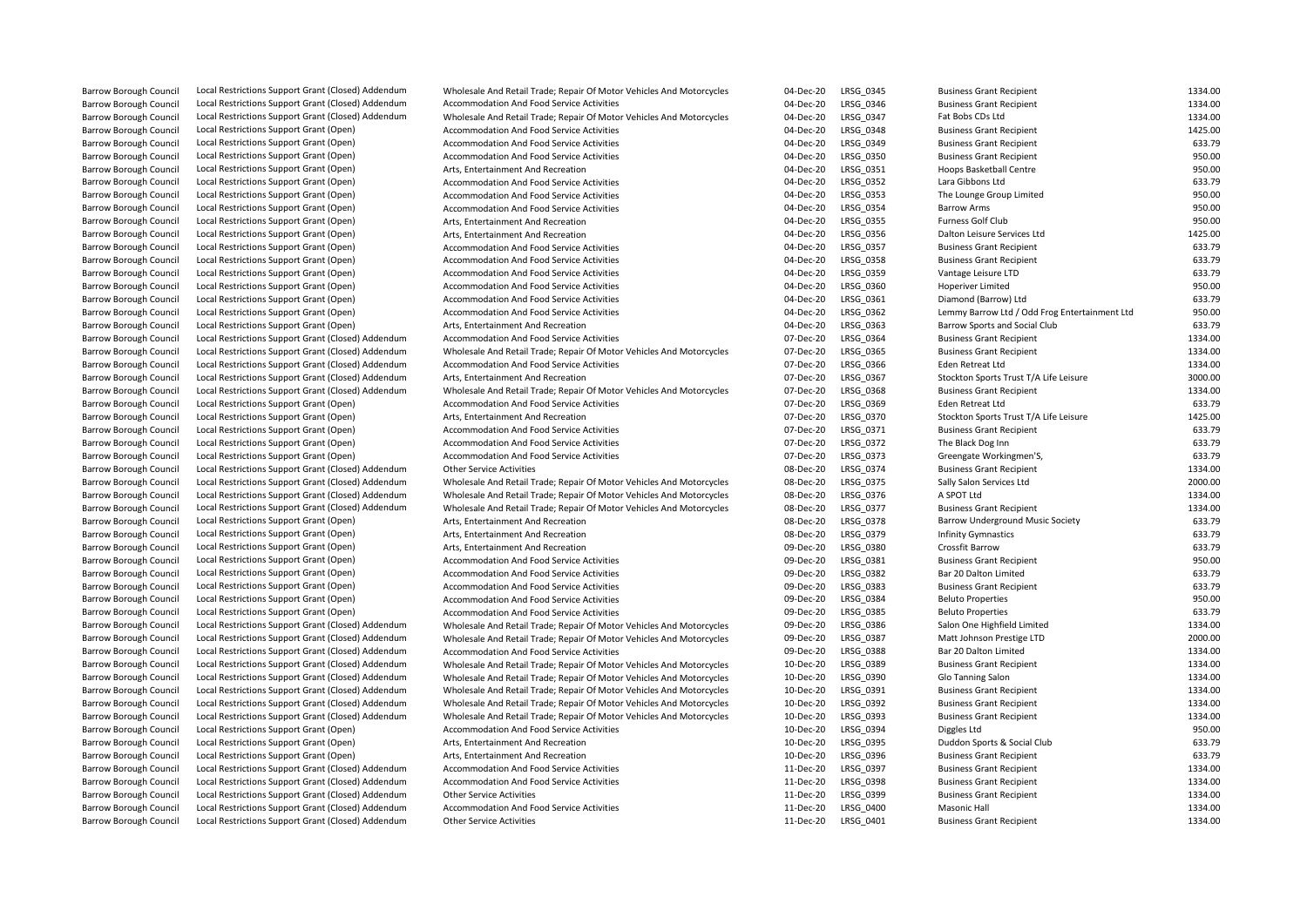| | | | | | | |
|---|---|---|---|---|---|---|
| Barrow Borough Council | Local Restrictions Support Grant (Closed) Addendum | Wholesale And Retail Trade; Repair Of Motor Vehicles And Motorcycles | 04-Dec-20 | LRSG_0345 | Business Grant Recipient | 1334.00 |
| Barrow Borough Council | Local Restrictions Support Grant (Closed) Addendum | Accommodation And Food Service Activities | 04-Dec-20 | LRSG_0346 | Business Grant Recipient | 1334.00 |
| Barrow Borough Council | Local Restrictions Support Grant (Closed) Addendum | Wholesale And Retail Trade; Repair Of Motor Vehicles And Motorcycles | 04-Dec-20 | LRSG_0347 | Fat Bobs CDs Ltd | 1334.00 |
| Barrow Borough Council | Local Restrictions Support Grant (Open) | Accommodation And Food Service Activities | 04-Dec-20 | LRSG_0348 | Business Grant Recipient | 1425.00 |
| Barrow Borough Council | Local Restrictions Support Grant (Open) | Accommodation And Food Service Activities | 04-Dec-20 | LRSG_0349 | Business Grant Recipient | 633.79 |
| Barrow Borough Council | Local Restrictions Support Grant (Open) | Accommodation And Food Service Activities | 04-Dec-20 | LRSG_0350 | Business Grant Recipient | 950.00 |
| Barrow Borough Council | Local Restrictions Support Grant (Open) | Arts, Entertainment And Recreation | 04-Dec-20 | LRSG_0351 | Hoops Basketball Centre | 950.00 |
| Barrow Borough Council | Local Restrictions Support Grant (Open) | Accommodation And Food Service Activities | 04-Dec-20 | LRSG_0352 | Lara Gibbons Ltd | 633.79 |
| Barrow Borough Council | Local Restrictions Support Grant (Open) | Accommodation And Food Service Activities | 04-Dec-20 | LRSG_0353 | The Lounge Group Limited | 950.00 |
| Barrow Borough Council | Local Restrictions Support Grant (Open) | Accommodation And Food Service Activities | 04-Dec-20 | LRSG_0354 | Barrow Arms | 950.00 |
| Barrow Borough Council | Local Restrictions Support Grant (Open) | Arts, Entertainment And Recreation | 04-Dec-20 | LRSG_0355 | Furness Golf Club | 950.00 |
| Barrow Borough Council | Local Restrictions Support Grant (Open) | Arts, Entertainment And Recreation | 04-Dec-20 | LRSG_0356 | Dalton Leisure Services Ltd | 1425.00 |
| Barrow Borough Council | Local Restrictions Support Grant (Open) | Accommodation And Food Service Activities | 04-Dec-20 | LRSG_0357 | Business Grant Recipient | 633.79 |
| Barrow Borough Council | Local Restrictions Support Grant (Open) | Accommodation And Food Service Activities | 04-Dec-20 | LRSG_0358 | Business Grant Recipient | 633.79 |
| Barrow Borough Council | Local Restrictions Support Grant (Open) | Accommodation And Food Service Activities | 04-Dec-20 | LRSG_0359 | Vantage Leisure LTD | 633.79 |
| Barrow Borough Council | Local Restrictions Support Grant (Open) | Accommodation And Food Service Activities | 04-Dec-20 | LRSG_0360 | Hoperiver Limited | 950.00 |
| Barrow Borough Council | Local Restrictions Support Grant (Open) | Accommodation And Food Service Activities | 04-Dec-20 | LRSG_0361 | Diamond (Barrow) Ltd | 633.79 |
| Barrow Borough Council | Local Restrictions Support Grant (Open) | Accommodation And Food Service Activities | 04-Dec-20 | LRSG_0362 | Lemmy Barrow Ltd / Odd Frog Entertainment Ltd | 950.00 |
| Barrow Borough Council | Local Restrictions Support Grant (Open) | Arts, Entertainment And Recreation | 04-Dec-20 | LRSG_0363 | Barrow Sports and Social Club | 633.79 |
| Barrow Borough Council | Local Restrictions Support Grant (Closed) Addendum | Accommodation And Food Service Activities | 07-Dec-20 | LRSG_0364 | Business Grant Recipient | 1334.00 |
| Barrow Borough Council | Local Restrictions Support Grant (Closed) Addendum | Wholesale And Retail Trade; Repair Of Motor Vehicles And Motorcycles | 07-Dec-20 | LRSG_0365 | Business Grant Recipient | 1334.00 |
| Barrow Borough Council | Local Restrictions Support Grant (Closed) Addendum | Accommodation And Food Service Activities | 07-Dec-20 | LRSG_0366 | Eden Retreat Ltd | 1334.00 |
| Barrow Borough Council | Local Restrictions Support Grant (Closed) Addendum | Arts, Entertainment And Recreation | 07-Dec-20 | LRSG_0367 | Stockton Sports Trust T/A Life Leisure | 3000.00 |
| Barrow Borough Council | Local Restrictions Support Grant (Closed) Addendum | Wholesale And Retail Trade; Repair Of Motor Vehicles And Motorcycles | 07-Dec-20 | LRSG_0368 | Business Grant Recipient | 1334.00 |
| Barrow Borough Council | Local Restrictions Support Grant (Open) | Accommodation And Food Service Activities | 07-Dec-20 | LRSG_0369 | Eden Retreat Ltd | 633.79 |
| Barrow Borough Council | Local Restrictions Support Grant (Open) | Arts, Entertainment And Recreation | 07-Dec-20 | LRSG_0370 | Stockton Sports Trust T/A Life Leisure | 1425.00 |
| Barrow Borough Council | Local Restrictions Support Grant (Open) | Accommodation And Food Service Activities | 07-Dec-20 | LRSG_0371 | Business Grant Recipient | 633.79 |
| Barrow Borough Council | Local Restrictions Support Grant (Open) | Accommodation And Food Service Activities | 07-Dec-20 | LRSG_0372 | The Black Dog Inn | 633.79 |
| Barrow Borough Council | Local Restrictions Support Grant (Open) | Accommodation And Food Service Activities | 07-Dec-20 | LRSG_0373 | Greengate Workingmen'S, | 633.79 |
| Barrow Borough Council | Local Restrictions Support Grant (Closed) Addendum | Other Service Activities | 08-Dec-20 | LRSG_0374 | Business Grant Recipient | 1334.00 |
| Barrow Borough Council | Local Restrictions Support Grant (Closed) Addendum | Wholesale And Retail Trade; Repair Of Motor Vehicles And Motorcycles | 08-Dec-20 | LRSG_0375 | Sally Salon Services Ltd | 2000.00 |
| Barrow Borough Council | Local Restrictions Support Grant (Closed) Addendum | Wholesale And Retail Trade; Repair Of Motor Vehicles And Motorcycles | 08-Dec-20 | LRSG_0376 | A SPOT Ltd | 1334.00 |
| Barrow Borough Council | Local Restrictions Support Grant (Closed) Addendum | Wholesale And Retail Trade; Repair Of Motor Vehicles And Motorcycles | 08-Dec-20 | LRSG_0377 | Business Grant Recipient | 1334.00 |
| Barrow Borough Council | Local Restrictions Support Grant (Open) | Arts, Entertainment And Recreation | 08-Dec-20 | LRSG_0378 | Barrow Underground Music Society | 633.79 |
| Barrow Borough Council | Local Restrictions Support Grant (Open) | Arts, Entertainment And Recreation | 08-Dec-20 | LRSG_0379 | Infinity Gymnastics | 633.79 |
| Barrow Borough Council | Local Restrictions Support Grant (Open) | Arts, Entertainment And Recreation | 09-Dec-20 | LRSG_0380 | Crossfit Barrow | 633.79 |
| Barrow Borough Council | Local Restrictions Support Grant (Open) | Accommodation And Food Service Activities | 09-Dec-20 | LRSG_0381 | Business Grant Recipient | 950.00 |
| Barrow Borough Council | Local Restrictions Support Grant (Open) | Accommodation And Food Service Activities | 09-Dec-20 | LRSG_0382 | Bar 20 Dalton Limited | 633.79 |
| Barrow Borough Council | Local Restrictions Support Grant (Open) | Accommodation And Food Service Activities | 09-Dec-20 | LRSG_0383 | Business Grant Recipient | 633.79 |
| Barrow Borough Council | Local Restrictions Support Grant (Open) | Accommodation And Food Service Activities | 09-Dec-20 | LRSG_0384 | Beluto Properties | 950.00 |
| Barrow Borough Council | Local Restrictions Support Grant (Open) | Accommodation And Food Service Activities | 09-Dec-20 | LRSG_0385 | Beluto Properties | 633.79 |
| Barrow Borough Council | Local Restrictions Support Grant (Closed) Addendum | Wholesale And Retail Trade; Repair Of Motor Vehicles And Motorcycles | 09-Dec-20 | LRSG_0386 | Salon One Highfield Limited | 1334.00 |
| Barrow Borough Council | Local Restrictions Support Grant (Closed) Addendum | Wholesale And Retail Trade; Repair Of Motor Vehicles And Motorcycles | 09-Dec-20 | LRSG_0387 | Matt Johnson Prestige LTD | 2000.00 |
| Barrow Borough Council | Local Restrictions Support Grant (Closed) Addendum | Accommodation And Food Service Activities | 09-Dec-20 | LRSG_0388 | Bar 20 Dalton Limited | 1334.00 |
| Barrow Borough Council | Local Restrictions Support Grant (Closed) Addendum | Wholesale And Retail Trade; Repair Of Motor Vehicles And Motorcycles | 10-Dec-20 | LRSG_0389 | Business Grant Recipient | 1334.00 |
| Barrow Borough Council | Local Restrictions Support Grant (Closed) Addendum | Wholesale And Retail Trade; Repair Of Motor Vehicles And Motorcycles | 10-Dec-20 | LRSG_0390 | Glo Tanning Salon | 1334.00 |
| Barrow Borough Council | Local Restrictions Support Grant (Closed) Addendum | Wholesale And Retail Trade; Repair Of Motor Vehicles And Motorcycles | 10-Dec-20 | LRSG_0391 | Business Grant Recipient | 1334.00 |
| Barrow Borough Council | Local Restrictions Support Grant (Closed) Addendum | Wholesale And Retail Trade; Repair Of Motor Vehicles And Motorcycles | 10-Dec-20 | LRSG_0392 | Business Grant Recipient | 1334.00 |
| Barrow Borough Council | Local Restrictions Support Grant (Closed) Addendum | Wholesale And Retail Trade; Repair Of Motor Vehicles And Motorcycles | 10-Dec-20 | LRSG_0393 | Business Grant Recipient | 1334.00 |
| Barrow Borough Council | Local Restrictions Support Grant (Open) | Accommodation And Food Service Activities | 10-Dec-20 | LRSG_0394 | Diggles Ltd | 950.00 |
| Barrow Borough Council | Local Restrictions Support Grant (Open) | Arts, Entertainment And Recreation | 10-Dec-20 | LRSG_0395 | Duddon Sports & Social Club | 633.79 |
| Barrow Borough Council | Local Restrictions Support Grant (Open) | Arts, Entertainment And Recreation | 10-Dec-20 | LRSG_0396 | Business Grant Recipient | 633.79 |
| Barrow Borough Council | Local Restrictions Support Grant (Closed) Addendum | Accommodation And Food Service Activities | 11-Dec-20 | LRSG_0397 | Business Grant Recipient | 1334.00 |
| Barrow Borough Council | Local Restrictions Support Grant (Closed) Addendum | Accommodation And Food Service Activities | 11-Dec-20 | LRSG_0398 | Business Grant Recipient | 1334.00 |
| Barrow Borough Council | Local Restrictions Support Grant (Closed) Addendum | Other Service Activities | 11-Dec-20 | LRSG_0399 | Business Grant Recipient | 1334.00 |
| Barrow Borough Council | Local Restrictions Support Grant (Closed) Addendum | Accommodation And Food Service Activities | 11-Dec-20 | LRSG_0400 | Masonic Hall | 1334.00 |
| Barrow Borough Council | Local Restrictions Support Grant (Closed) Addendum | Other Service Activities | 11-Dec-20 | LRSG_0401 | Business Grant Recipient | 1334.00 |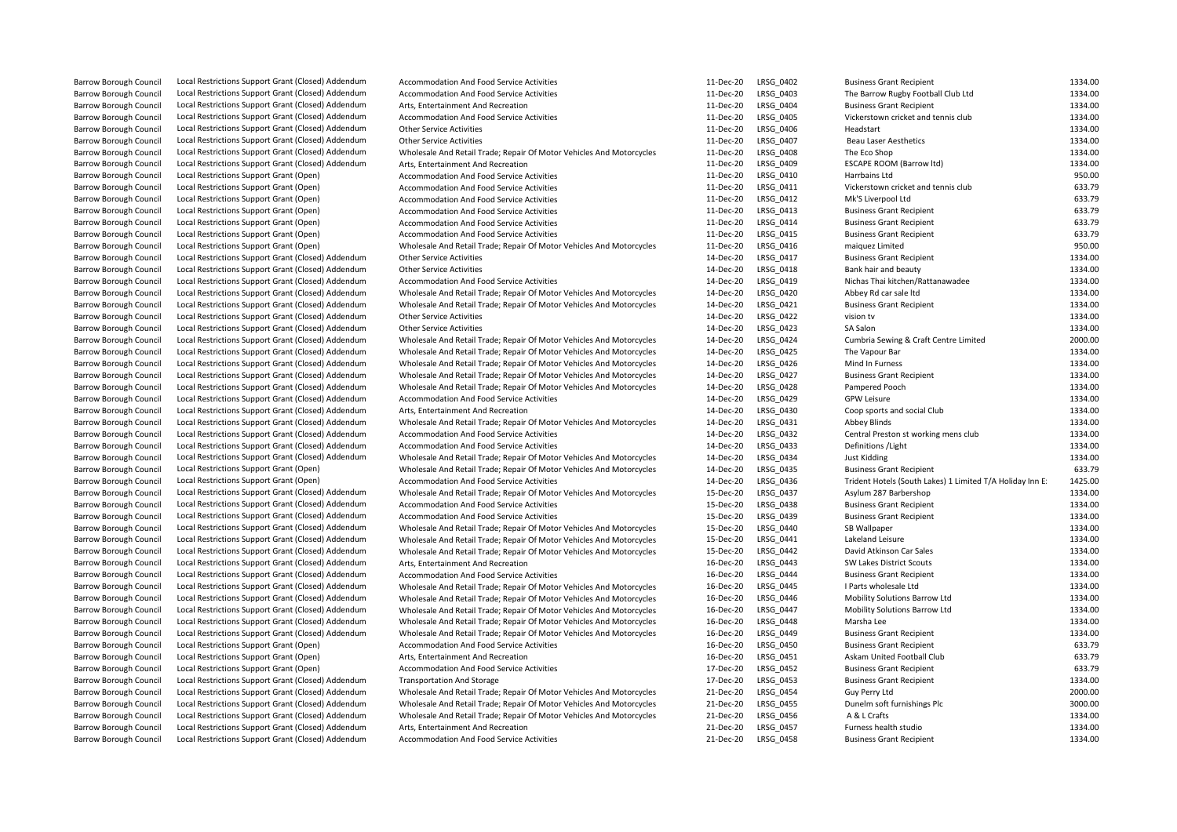| | | | | | | |
|---|---|---|---|---|---|---|
| Barrow Borough Council | Local Restrictions Support Grant (Closed) Addendum | Accommodation And Food Service Activities | 11-Dec-20 | LRSG_0402 | Business Grant Recipient | 1334.00 |
| Barrow Borough Council | Local Restrictions Support Grant (Closed) Addendum | Accommodation And Food Service Activities | 11-Dec-20 | LRSG_0403 | The Barrow Rugby Football Club Ltd | 1334.00 |
| Barrow Borough Council | Local Restrictions Support Grant (Closed) Addendum | Arts, Entertainment And Recreation | 11-Dec-20 | LRSG_0404 | Business Grant Recipient | 1334.00 |
| Barrow Borough Council | Local Restrictions Support Grant (Closed) Addendum | Accommodation And Food Service Activities | 11-Dec-20 | LRSG_0405 | Vickerstown cricket and tennis club | 1334.00 |
| Barrow Borough Council | Local Restrictions Support Grant (Closed) Addendum | Other Service Activities | 11-Dec-20 | LRSG_0406 | Headstart | 1334.00 |
| Barrow Borough Council | Local Restrictions Support Grant (Closed) Addendum | Other Service Activities | 11-Dec-20 | LRSG_0407 | Beau Laser Aesthetics | 1334.00 |
| Barrow Borough Council | Local Restrictions Support Grant (Closed) Addendum | Wholesale And Retail Trade; Repair Of Motor Vehicles And Motorcycles | 11-Dec-20 | LRSG_0408 | The Eco Shop | 1334.00 |
| Barrow Borough Council | Local Restrictions Support Grant (Closed) Addendum | Arts, Entertainment And Recreation | 11-Dec-20 | LRSG_0409 | ESCAPE ROOM (Barrow ltd) | 1334.00 |
| Barrow Borough Council | Local Restrictions Support Grant (Open) | Accommodation And Food Service Activities | 11-Dec-20 | LRSG_0410 | Harrbains Ltd | 950.00 |
| Barrow Borough Council | Local Restrictions Support Grant (Open) | Accommodation And Food Service Activities | 11-Dec-20 | LRSG_0411 | Vickerstown cricket and tennis club | 633.79 |
| Barrow Borough Council | Local Restrictions Support Grant (Open) | Accommodation And Food Service Activities | 11-Dec-20 | LRSG_0412 | Mk'S Liverpool Ltd | 633.79 |
| Barrow Borough Council | Local Restrictions Support Grant (Open) | Accommodation And Food Service Activities | 11-Dec-20 | LRSG_0413 | Business Grant Recipient | 633.79 |
| Barrow Borough Council | Local Restrictions Support Grant (Open) | Accommodation And Food Service Activities | 11-Dec-20 | LRSG_0414 | Business Grant Recipient | 633.79 |
| Barrow Borough Council | Local Restrictions Support Grant (Open) | Accommodation And Food Service Activities | 11-Dec-20 | LRSG_0415 | Business Grant Recipient | 633.79 |
| Barrow Borough Council | Local Restrictions Support Grant (Open) | Wholesale And Retail Trade; Repair Of Motor Vehicles And Motorcycles | 11-Dec-20 | LRSG_0416 | maiquez Limited | 950.00 |
| Barrow Borough Council | Local Restrictions Support Grant (Closed) Addendum | Other Service Activities | 14-Dec-20 | LRSG_0417 | Business Grant Recipient | 1334.00 |
| Barrow Borough Council | Local Restrictions Support Grant (Closed) Addendum | Other Service Activities | 14-Dec-20 | LRSG_0418 | Bank hair and beauty | 1334.00 |
| Barrow Borough Council | Local Restrictions Support Grant (Closed) Addendum | Accommodation And Food Service Activities | 14-Dec-20 | LRSG_0419 | Nichas Thai kitchen/Rattanawadee | 1334.00 |
| Barrow Borough Council | Local Restrictions Support Grant (Closed) Addendum | Wholesale And Retail Trade; Repair Of Motor Vehicles And Motorcycles | 14-Dec-20 | LRSG_0420 | Abbey Rd car sale ltd | 1334.00 |
| Barrow Borough Council | Local Restrictions Support Grant (Closed) Addendum | Wholesale And Retail Trade; Repair Of Motor Vehicles And Motorcycles | 14-Dec-20 | LRSG_0421 | Business Grant Recipient | 1334.00 |
| Barrow Borough Council | Local Restrictions Support Grant (Closed) Addendum | Other Service Activities | 14-Dec-20 | LRSG_0422 | vision tv | 1334.00 |
| Barrow Borough Council | Local Restrictions Support Grant (Closed) Addendum | Other Service Activities | 14-Dec-20 | LRSG_0423 | SA Salon | 1334.00 |
| Barrow Borough Council | Local Restrictions Support Grant (Closed) Addendum | Wholesale And Retail Trade; Repair Of Motor Vehicles And Motorcycles | 14-Dec-20 | LRSG_0424 | Cumbria Sewing & Craft Centre Limited | 2000.00 |
| Barrow Borough Council | Local Restrictions Support Grant (Closed) Addendum | Wholesale And Retail Trade; Repair Of Motor Vehicles And Motorcycles | 14-Dec-20 | LRSG_0425 | The Vapour Bar | 1334.00 |
| Barrow Borough Council | Local Restrictions Support Grant (Closed) Addendum | Wholesale And Retail Trade; Repair Of Motor Vehicles And Motorcycles | 14-Dec-20 | LRSG_0426 | Mind In Furness | 1334.00 |
| Barrow Borough Council | Local Restrictions Support Grant (Closed) Addendum | Wholesale And Retail Trade; Repair Of Motor Vehicles And Motorcycles | 14-Dec-20 | LRSG_0427 | Business Grant Recipient | 1334.00 |
| Barrow Borough Council | Local Restrictions Support Grant (Closed) Addendum | Wholesale And Retail Trade; Repair Of Motor Vehicles And Motorcycles | 14-Dec-20 | LRSG_0428 | Pampered Pooch | 1334.00 |
| Barrow Borough Council | Local Restrictions Support Grant (Closed) Addendum | Accommodation And Food Service Activities | 14-Dec-20 | LRSG_0429 | GPW Leisure | 1334.00 |
| Barrow Borough Council | Local Restrictions Support Grant (Closed) Addendum | Arts, Entertainment And Recreation | 14-Dec-20 | LRSG_0430 | Coop sports and social Club | 1334.00 |
| Barrow Borough Council | Local Restrictions Support Grant (Closed) Addendum | Wholesale And Retail Trade; Repair Of Motor Vehicles And Motorcycles | 14-Dec-20 | LRSG_0431 | Abbey Blinds | 1334.00 |
| Barrow Borough Council | Local Restrictions Support Grant (Closed) Addendum | Accommodation And Food Service Activities | 14-Dec-20 | LRSG_0432 | Central Preston st working mens club | 1334.00 |
| Barrow Borough Council | Local Restrictions Support Grant (Closed) Addendum | Accommodation And Food Service Activities | 14-Dec-20 | LRSG_0433 | Definitions /Light | 1334.00 |
| Barrow Borough Council | Local Restrictions Support Grant (Closed) Addendum | Wholesale And Retail Trade; Repair Of Motor Vehicles And Motorcycles | 14-Dec-20 | LRSG_0434 | Just Kidding | 1334.00 |
| Barrow Borough Council | Local Restrictions Support Grant (Open) | Wholesale And Retail Trade; Repair Of Motor Vehicles And Motorcycles | 14-Dec-20 | LRSG_0435 | Business Grant Recipient | 633.79 |
| Barrow Borough Council | Local Restrictions Support Grant (Open) | Accommodation And Food Service Activities | 14-Dec-20 | LRSG_0436 | Trident Hotels (South Lakes) 1 Limited T/A Holiday Inn E: | 1425.00 |
| Barrow Borough Council | Local Restrictions Support Grant (Closed) Addendum | Wholesale And Retail Trade; Repair Of Motor Vehicles And Motorcycles | 15-Dec-20 | LRSG_0437 | Asylum 287 Barbershop | 1334.00 |
| Barrow Borough Council | Local Restrictions Support Grant (Closed) Addendum | Accommodation And Food Service Activities | 15-Dec-20 | LRSG_0438 | Business Grant Recipient | 1334.00 |
| Barrow Borough Council | Local Restrictions Support Grant (Closed) Addendum | Accommodation And Food Service Activities | 15-Dec-20 | LRSG_0439 | Business Grant Recipient | 1334.00 |
| Barrow Borough Council | Local Restrictions Support Grant (Closed) Addendum | Wholesale And Retail Trade; Repair Of Motor Vehicles And Motorcycles | 15-Dec-20 | LRSG_0440 | SB Wallpaper | 1334.00 |
| Barrow Borough Council | Local Restrictions Support Grant (Closed) Addendum | Wholesale And Retail Trade; Repair Of Motor Vehicles And Motorcycles | 15-Dec-20 | LRSG_0441 | Lakeland Leisure | 1334.00 |
| Barrow Borough Council | Local Restrictions Support Grant (Closed) Addendum | Wholesale And Retail Trade; Repair Of Motor Vehicles And Motorcycles | 15-Dec-20 | LRSG_0442 | David Atkinson Car Sales | 1334.00 |
| Barrow Borough Council | Local Restrictions Support Grant (Closed) Addendum | Arts, Entertainment And Recreation | 16-Dec-20 | LRSG_0443 | SW Lakes District Scouts | 1334.00 |
| Barrow Borough Council | Local Restrictions Support Grant (Closed) Addendum | Accommodation And Food Service Activities | 16-Dec-20 | LRSG_0444 | Business Grant Recipient | 1334.00 |
| Barrow Borough Council | Local Restrictions Support Grant (Closed) Addendum | Wholesale And Retail Trade; Repair Of Motor Vehicles And Motorcycles | 16-Dec-20 | LRSG_0445 | I Parts wholesale Ltd | 1334.00 |
| Barrow Borough Council | Local Restrictions Support Grant (Closed) Addendum | Wholesale And Retail Trade; Repair Of Motor Vehicles And Motorcycles | 16-Dec-20 | LRSG_0446 | Mobility Solutions Barrow Ltd | 1334.00 |
| Barrow Borough Council | Local Restrictions Support Grant (Closed) Addendum | Wholesale And Retail Trade; Repair Of Motor Vehicles And Motorcycles | 16-Dec-20 | LRSG_0447 | Mobility Solutions Barrow Ltd | 1334.00 |
| Barrow Borough Council | Local Restrictions Support Grant (Closed) Addendum | Wholesale And Retail Trade; Repair Of Motor Vehicles And Motorcycles | 16-Dec-20 | LRSG_0448 | Marsha Lee | 1334.00 |
| Barrow Borough Council | Local Restrictions Support Grant (Closed) Addendum | Wholesale And Retail Trade; Repair Of Motor Vehicles And Motorcycles | 16-Dec-20 | LRSG_0449 | Business Grant Recipient | 1334.00 |
| Barrow Borough Council | Local Restrictions Support Grant (Open) | Accommodation And Food Service Activities | 16-Dec-20 | LRSG_0450 | Business Grant Recipient | 633.79 |
| Barrow Borough Council | Local Restrictions Support Grant (Open) | Arts, Entertainment And Recreation | 16-Dec-20 | LRSG_0451 | Askam United Football Club | 633.79 |
| Barrow Borough Council | Local Restrictions Support Grant (Open) | Accommodation And Food Service Activities | 17-Dec-20 | LRSG_0452 | Business Grant Recipient | 633.79 |
| Barrow Borough Council | Local Restrictions Support Grant (Closed) Addendum | Transportation And Storage | 17-Dec-20 | LRSG_0453 | Business Grant Recipient | 1334.00 |
| Barrow Borough Council | Local Restrictions Support Grant (Closed) Addendum | Wholesale And Retail Trade; Repair Of Motor Vehicles And Motorcycles | 21-Dec-20 | LRSG_0454 | Guy Perry Ltd | 2000.00 |
| Barrow Borough Council | Local Restrictions Support Grant (Closed) Addendum | Wholesale And Retail Trade; Repair Of Motor Vehicles And Motorcycles | 21-Dec-20 | LRSG_0455 | Dunelm soft furnishings Plc | 3000.00 |
| Barrow Borough Council | Local Restrictions Support Grant (Closed) Addendum | Wholesale And Retail Trade; Repair Of Motor Vehicles And Motorcycles | 21-Dec-20 | LRSG_0456 | A & L Crafts | 1334.00 |
| Barrow Borough Council | Local Restrictions Support Grant (Closed) Addendum | Arts, Entertainment And Recreation | 21-Dec-20 | LRSG_0457 | Furness health studio | 1334.00 |
| Barrow Borough Council | Local Restrictions Support Grant (Closed) Addendum | Accommodation And Food Service Activities | 21-Dec-20 | LRSG_0458 | Business Grant Recipient | 1334.00 |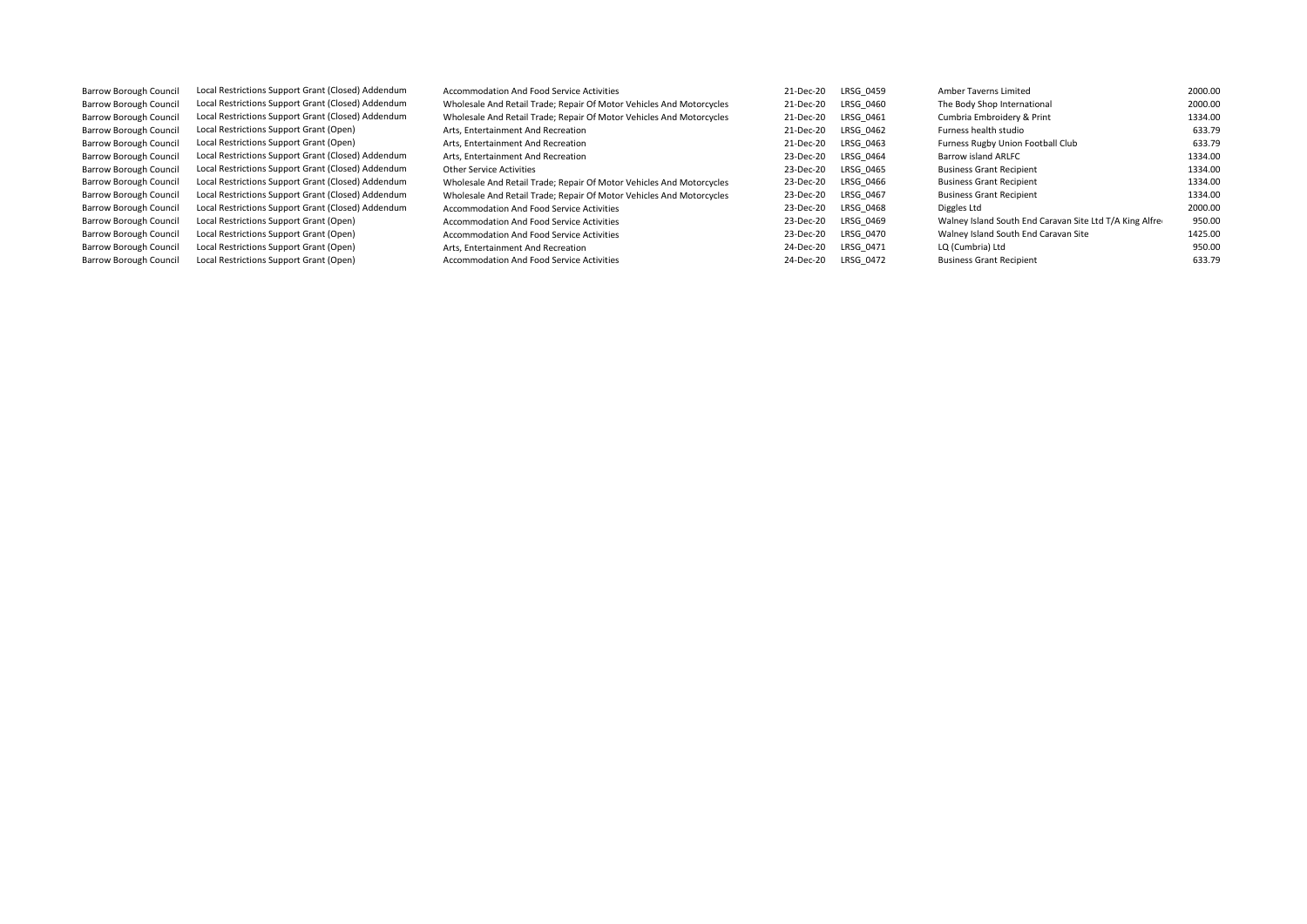| | | | | | | |
|---|---|---|---|---|---|---|
| Barrow Borough Council | Local Restrictions Support Grant (Closed) Addendum | Accommodation And Food Service Activities | 21-Dec-20 | LRSG_0459 | Amber Taverns Limited | 2000.00 |
| Barrow Borough Council | Local Restrictions Support Grant (Closed) Addendum | Wholesale And Retail Trade; Repair Of Motor Vehicles And Motorcycles | 21-Dec-20 | LRSG_0460 | The Body Shop International | 2000.00 |
| Barrow Borough Council | Local Restrictions Support Grant (Closed) Addendum | Wholesale And Retail Trade; Repair Of Motor Vehicles And Motorcycles | 21-Dec-20 | LRSG_0461 | Cumbria Embroidery & Print | 1334.00 |
| Barrow Borough Council | Local Restrictions Support Grant (Open) | Arts, Entertainment And Recreation | 21-Dec-20 | LRSG_0462 | Furness health studio | 633.79 |
| Barrow Borough Council | Local Restrictions Support Grant (Open) | Arts, Entertainment And Recreation | 21-Dec-20 | LRSG_0463 | Furness Rugby Union Football Club | 633.79 |
| Barrow Borough Council | Local Restrictions Support Grant (Closed) Addendum | Arts, Entertainment And Recreation | 23-Dec-20 | LRSG_0464 | Barrow island ARLFC | 1334.00 |
| Barrow Borough Council | Local Restrictions Support Grant (Closed) Addendum | Other Service Activities | 23-Dec-20 | LRSG_0465 | Business Grant Recipient | 1334.00 |
| Barrow Borough Council | Local Restrictions Support Grant (Closed) Addendum | Wholesale And Retail Trade; Repair Of Motor Vehicles And Motorcycles | 23-Dec-20 | LRSG_0466 | Business Grant Recipient | 1334.00 |
| Barrow Borough Council | Local Restrictions Support Grant (Closed) Addendum | Wholesale And Retail Trade; Repair Of Motor Vehicles And Motorcycles | 23-Dec-20 | LRSG_0467 | Business Grant Recipient | 1334.00 |
| Barrow Borough Council | Local Restrictions Support Grant (Closed) Addendum | Accommodation And Food Service Activities | 23-Dec-20 | LRSG_0468 | Diggles Ltd | 2000.00 |
| Barrow Borough Council | Local Restrictions Support Grant (Open) | Accommodation And Food Service Activities | 23-Dec-20 | LRSG_0469 | Walney Island South End Caravan Site Ltd T/A King Alfre | 950.00 |
| Barrow Borough Council | Local Restrictions Support Grant (Open) | Accommodation And Food Service Activities | 23-Dec-20 | LRSG_0470 | Walney Island South End Caravan Site | 1425.00 |
| Barrow Borough Council | Local Restrictions Support Grant (Open) | Arts, Entertainment And Recreation | 24-Dec-20 | LRSG_0471 | LQ (Cumbria) Ltd | 950.00 |
| Barrow Borough Council | Local Restrictions Support Grant (Open) | Accommodation And Food Service Activities | 24-Dec-20 | LRSG_0472 | Business Grant Recipient | 633.79 |